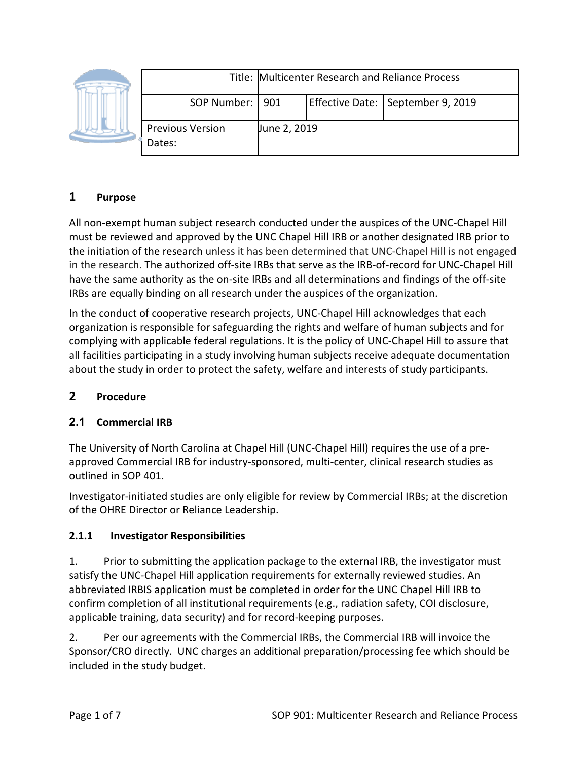| | Title: | Multicenter Research and Reliance Process | | |
|---|---|---|---|---|
| | SOP Number: | 901 | Effective Date: | September 9, 2019 |
| | Previous Version Dates: | June 2, 2019 | | |

# 1 Purpose

All non-exempt human subject research conducted under the auspices of the UNC-Chapel Hill must be reviewed and approved by the UNC Chapel Hill IRB or another designated IRB prior to the initiation of the research unless it has been determined that UNC-Chapel Hill is not engaged in the research. The authorized off-site IRBs that serve as the IRB-of-record for UNC-Chapel Hill have the same authority as the on-site IRBs and all determinations and findings of the off-site IRBs are equally binding on all research under the auspices of the organization.

In the conduct of cooperative research projects, UNC-Chapel Hill acknowledges that each organization is responsible for safeguarding the rights and welfare of human subjects and for complying with applicable federal regulations. It is the policy of UNC-Chapel Hill to assure that all facilities participating in a study involving human subjects receive adequate documentation about the study in order to protect the safety, welfare and interests of study participants.

# 2 Procedure

## 2.1 Commercial IRB

The University of North Carolina at Chapel Hill (UNC-Chapel Hill) requires the use of a pre-approved Commercial IRB for industry-sponsored, multi-center, clinical research studies as outlined in SOP 401.

Investigator-initiated studies are only eligible for review by Commercial IRBs; at the discretion of the OHRE Director or Reliance Leadership.

### 2.1.1 Investigator Responsibilities

1. Prior to submitting the application package to the external IRB, the investigator must satisfy the UNC-Chapel Hill application requirements for externally reviewed studies. An abbreviated IRBIS application must be completed in order for the UNC Chapel Hill IRB to confirm completion of all institutional requirements (e.g., radiation safety, COI disclosure, applicable training, data security) and for record-keeping purposes.

2. Per our agreements with the Commercial IRBs, the Commercial IRB will invoice the Sponsor/CRO directly. UNC charges an additional preparation/processing fee which should be included in the study budget.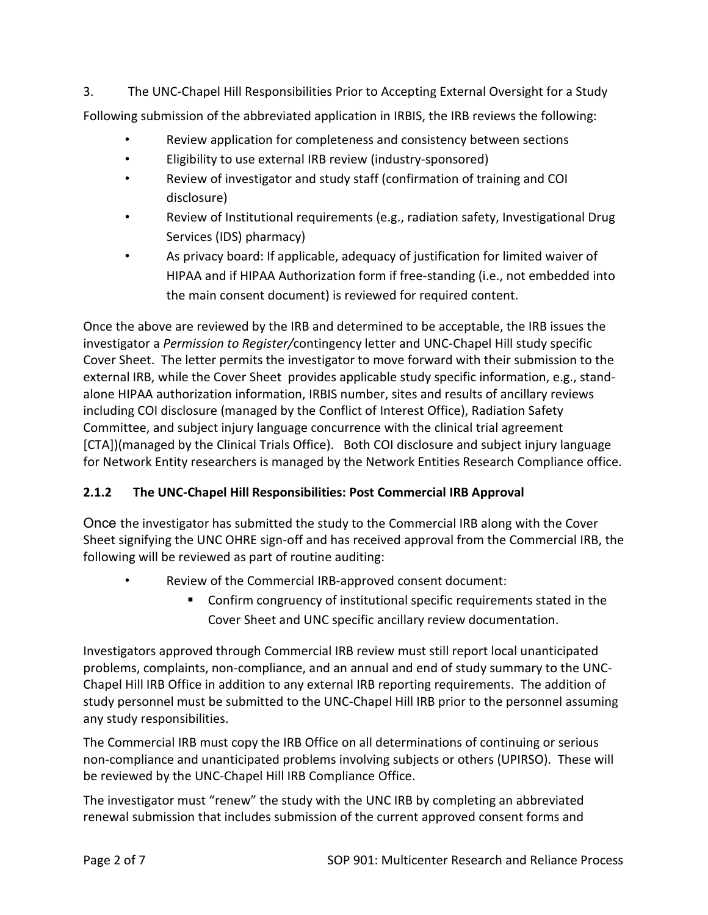3. The UNC-Chapel Hill Responsibilities Prior to Accepting External Oversight for a Study

Following submission of the abbreviated application in IRBIS, the IRB reviews the following:

- Review application for completeness and consistency between sections
- Eligibility to use external IRB review (industry-sponsored)
- Review of investigator and study staff (confirmation of training and COI disclosure)
- Review of Institutional requirements (e.g., radiation safety, Investigational Drug Services (IDS) pharmacy)
- As privacy board: If applicable, adequacy of justification for limited waiver of HIPAA and if HIPAA Authorization form if free-standing (i.e., not embedded into the main consent document) is reviewed for required content.

Once the above are reviewed by the IRB and determined to be acceptable, the IRB issues the investigator a *Permission to Register/*contingency letter and UNC-Chapel Hill study specific Cover Sheet. The letter permits the investigator to move forward with their submission to the external IRB, while the Cover Sheet provides applicable study specific information, e.g., stand-alone HIPAA authorization information, IRBIS number, sites and results of ancillary reviews including COI disclosure (managed by the Conflict of Interest Office), Radiation Safety Committee, and subject injury language concurrence with the clinical trial agreement [CTA])(managed by the Clinical Trials Office). Both COI disclosure and subject injury language for Network Entity researchers is managed by the Network Entities Research Compliance office.

### 2.1.2 The UNC-Chapel Hill Responsibilities: Post Commercial IRB Approval

Once the investigator has submitted the study to the Commercial IRB along with the Cover Sheet signifying the UNC OHRE sign-off and has received approval from the Commercial IRB, the following will be reviewed as part of routine auditing:

- Review of the Commercial IRB-approved consent document:
  - Confirm congruency of institutional specific requirements stated in the Cover Sheet and UNC specific ancillary review documentation.

Investigators approved through Commercial IRB review must still report local unanticipated problems, complaints, non-compliance, and an annual and end of study summary to the UNC-Chapel Hill IRB Office in addition to any external IRB reporting requirements. The addition of study personnel must be submitted to the UNC-Chapel Hill IRB prior to the personnel assuming any study responsibilities.

The Commercial IRB must copy the IRB Office on all determinations of continuing or serious non-compliance and unanticipated problems involving subjects or others (UPIRSO). These will be reviewed by the UNC-Chapel Hill IRB Compliance Office.

The investigator must "renew" the study with the UNC IRB by completing an abbreviated renewal submission that includes submission of the current approved consent forms and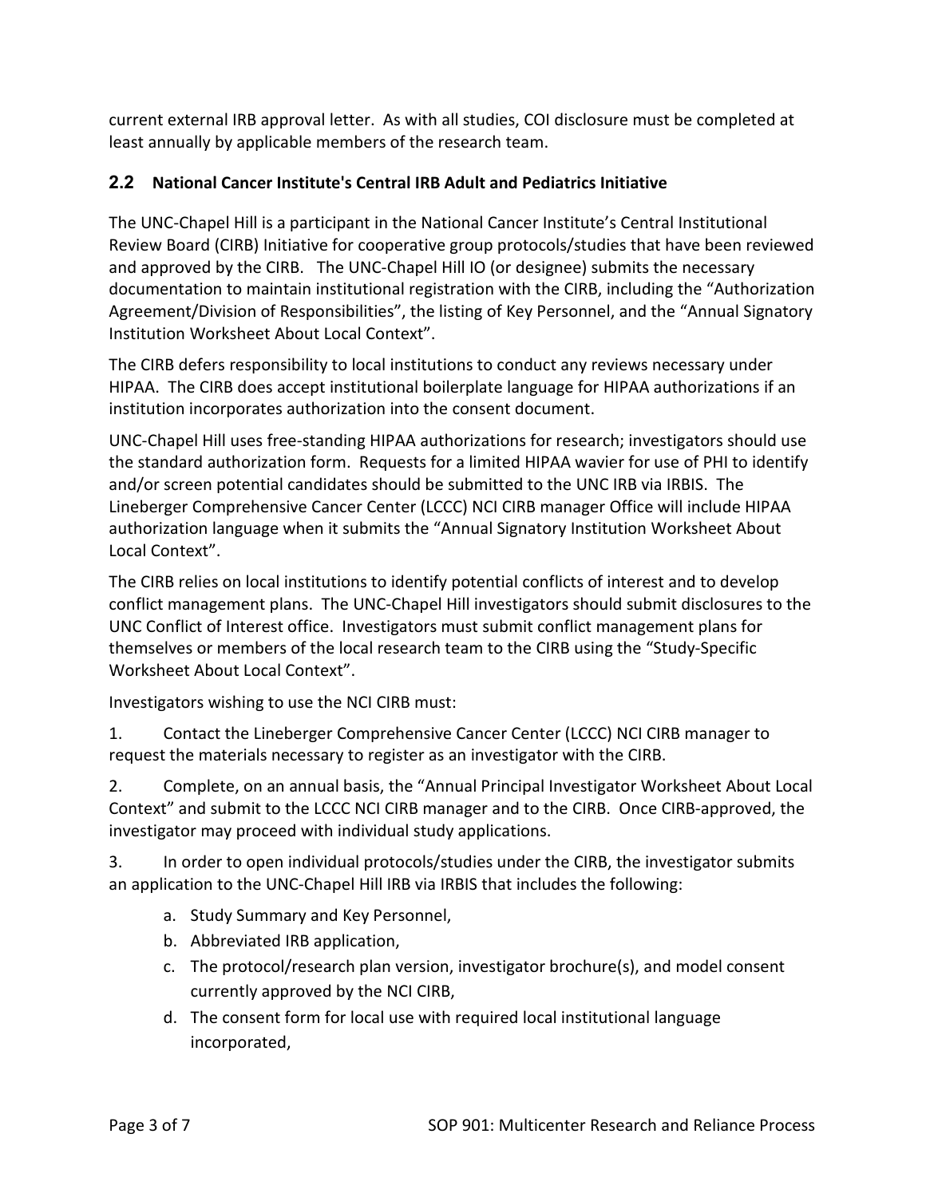current external IRB approval letter. As with all studies, COI disclosure must be completed at least annually by applicable members of the research team.

## 2.2 National Cancer Institute's Central IRB Adult and Pediatrics Initiative

The UNC-Chapel Hill is a participant in the National Cancer Institute's Central Institutional Review Board (CIRB) Initiative for cooperative group protocols/studies that have been reviewed and approved by the CIRB. The UNC-Chapel Hill IO (or designee) submits the necessary documentation to maintain institutional registration with the CIRB, including the "Authorization Agreement/Division of Responsibilities", the listing of Key Personnel, and the "Annual Signatory Institution Worksheet About Local Context".

The CIRB defers responsibility to local institutions to conduct any reviews necessary under HIPAA. The CIRB does accept institutional boilerplate language for HIPAA authorizations if an institution incorporates authorization into the consent document.

UNC-Chapel Hill uses free-standing HIPAA authorizations for research; investigators should use the standard authorization form. Requests for a limited HIPAA wavier for use of PHI to identify and/or screen potential candidates should be submitted to the UNC IRB via IRBIS. The Lineberger Comprehensive Cancer Center (LCCC) NCI CIRB manager Office will include HIPAA authorization language when it submits the "Annual Signatory Institution Worksheet About Local Context".

The CIRB relies on local institutions to identify potential conflicts of interest and to develop conflict management plans. The UNC-Chapel Hill investigators should submit disclosures to the UNC Conflict of Interest office. Investigators must submit conflict management plans for themselves or members of the local research team to the CIRB using the "Study-Specific Worksheet About Local Context".

Investigators wishing to use the NCI CIRB must:

1. Contact the Lineberger Comprehensive Cancer Center (LCCC) NCI CIRB manager to request the materials necessary to register as an investigator with the CIRB.

2. Complete, on an annual basis, the "Annual Principal Investigator Worksheet About Local Context" and submit to the LCCC NCI CIRB manager and to the CIRB. Once CIRB-approved, the investigator may proceed with individual study applications.

3. In order to open individual protocols/studies under the CIRB, the investigator submits an application to the UNC-Chapel Hill IRB via IRBIS that includes the following:

   a. Study Summary and Key Personnel,
   b. Abbreviated IRB application,
   c. The protocol/research plan version, investigator brochure(s), and model consent currently approved by the NCI CIRB,
   d. The consent form for local use with required local institutional language incorporated,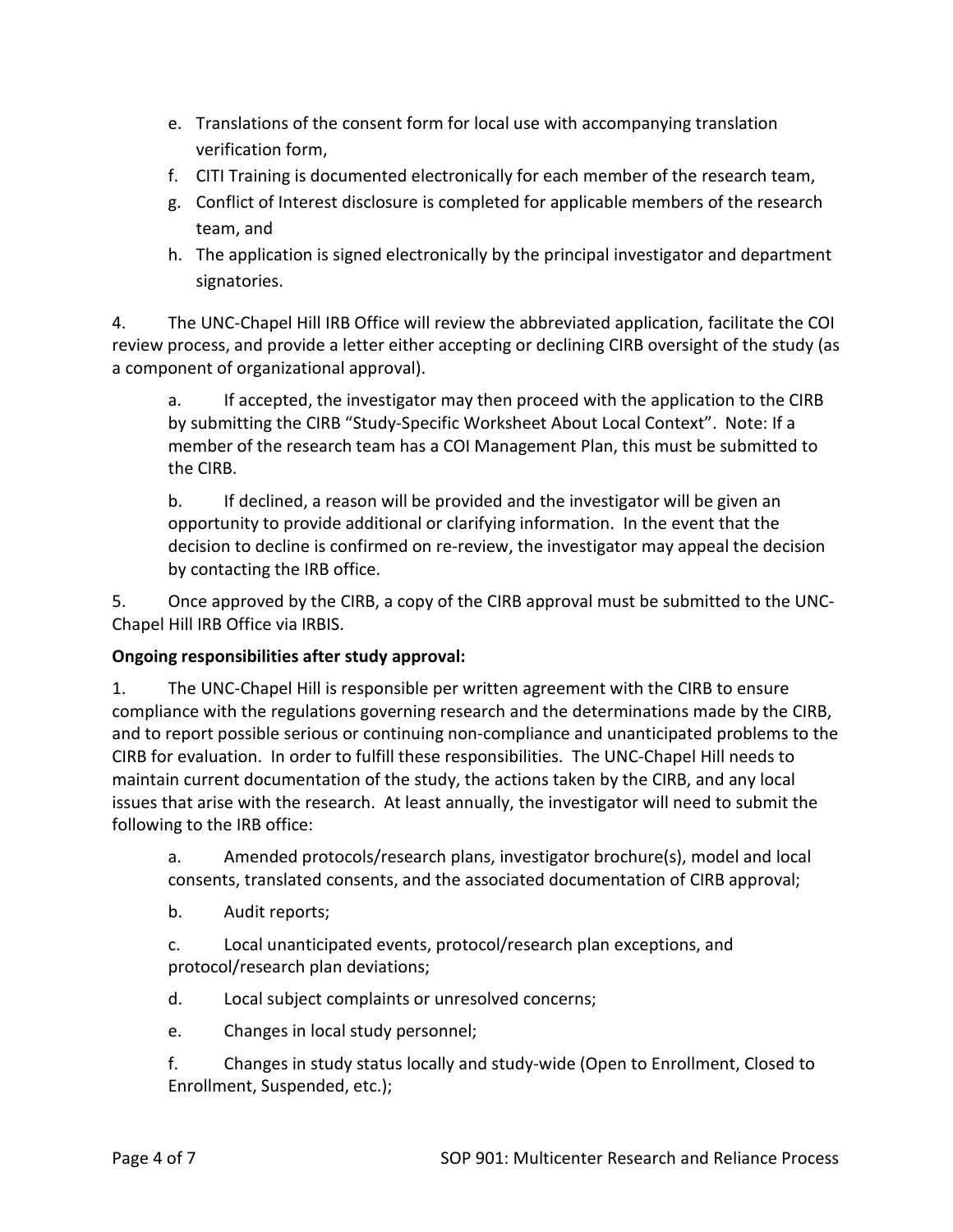e. Translations of the consent form for local use with accompanying translation verification form,
f. CITI Training is documented electronically for each member of the research team,
g. Conflict of Interest disclosure is completed for applicable members of the research team, and
h. The application is signed electronically by the principal investigator and department signatories.

4. The UNC-Chapel Hill IRB Office will review the abbreviated application, facilitate the COI review process, and provide a letter either accepting or declining CIRB oversight of the study (as a component of organizational approval).

   a. If accepted, the investigator may then proceed with the application to the CIRB by submitting the CIRB "Study-Specific Worksheet About Local Context". Note: If a member of the research team has a COI Management Plan, this must be submitted to the CIRB.

   b. If declined, a reason will be provided and the investigator will be given an opportunity to provide additional or clarifying information. In the event that the decision to decline is confirmed on re-review, the investigator may appeal the decision by contacting the IRB office.

5. Once approved by the CIRB, a copy of the CIRB approval must be submitted to the UNC-Chapel Hill IRB Office via IRBIS.

**Ongoing responsibilities after study approval:**

1. The UNC-Chapel Hill is responsible per written agreement with the CIRB to ensure compliance with the regulations governing research and the determinations made by the CIRB, and to report possible serious or continuing non-compliance and unanticipated problems to the CIRB for evaluation. In order to fulfill these responsibilities. The UNC-Chapel Hill needs to maintain current documentation of the study, the actions taken by the CIRB, and any local issues that arise with the research. At least annually, the investigator will need to submit the following to the IRB office:

   a. Amended protocols/research plans, investigator brochure(s), model and local consents, translated consents, and the associated documentation of CIRB approval;

   b. Audit reports;

   c. Local unanticipated events, protocol/research plan exceptions, and protocol/research plan deviations;

   d. Local subject complaints or unresolved concerns;

   e. Changes in local study personnel;

   f. Changes in study status locally and study-wide (Open to Enrollment, Closed to Enrollment, Suspended, etc.);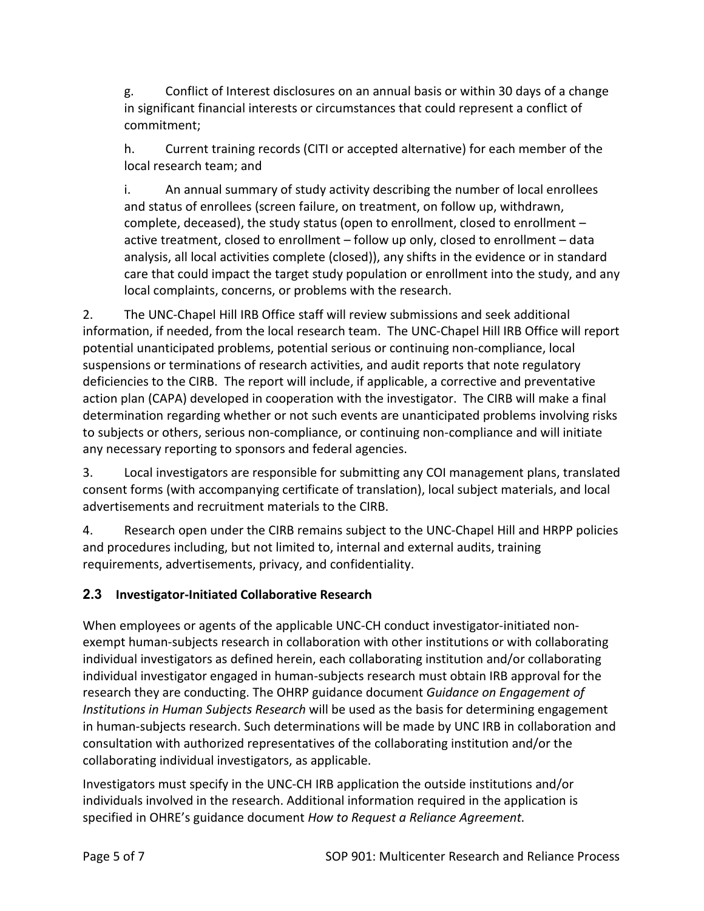g. Conflict of Interest disclosures on an annual basis or within 30 days of a change in significant financial interests or circumstances that could represent a conflict of commitment;

h. Current training records (CITI or accepted alternative) for each member of the local research team; and

i. An annual summary of study activity describing the number of local enrollees and status of enrollees (screen failure, on treatment, on follow up, withdrawn, complete, deceased), the study status (open to enrollment, closed to enrollment – active treatment, closed to enrollment – follow up only, closed to enrollment – data analysis, all local activities complete (closed)), any shifts in the evidence or in standard care that could impact the target study population or enrollment into the study, and any local complaints, concerns, or problems with the research.

2. The UNC-Chapel Hill IRB Office staff will review submissions and seek additional information, if needed, from the local research team. The UNC-Chapel Hill IRB Office will report potential unanticipated problems, potential serious or continuing non-compliance, local suspensions or terminations of research activities, and audit reports that note regulatory deficiencies to the CIRB. The report will include, if applicable, a corrective and preventative action plan (CAPA) developed in cooperation with the investigator. The CIRB will make a final determination regarding whether or not such events are unanticipated problems involving risks to subjects or others, serious non-compliance, or continuing non-compliance and will initiate any necessary reporting to sponsors and federal agencies.

3. Local investigators are responsible for submitting any COI management plans, translated consent forms (with accompanying certificate of translation), local subject materials, and local advertisements and recruitment materials to the CIRB.

4. Research open under the CIRB remains subject to the UNC-Chapel Hill and HRPP policies and procedures including, but not limited to, internal and external audits, training requirements, advertisements, privacy, and confidentiality.

## 2.3 Investigator-Initiated Collaborative Research

When employees or agents of the applicable UNC-CH conduct investigator-initiated non-exempt human-subjects research in collaboration with other institutions or with collaborating individual investigators as defined herein, each collaborating institution and/or collaborating individual investigator engaged in human-subjects research must obtain IRB approval for the research they are conducting. The OHRP guidance document *Guidance on Engagement of Institutions in Human Subjects Research* will be used as the basis for determining engagement in human-subjects research. Such determinations will be made by UNC IRB in collaboration and consultation with authorized representatives of the collaborating institution and/or the collaborating individual investigators, as applicable.

Investigators must specify in the UNC-CH IRB application the outside institutions and/or individuals involved in the research. Additional information required in the application is specified in OHRE's guidance document *How to Request a Reliance Agreement.*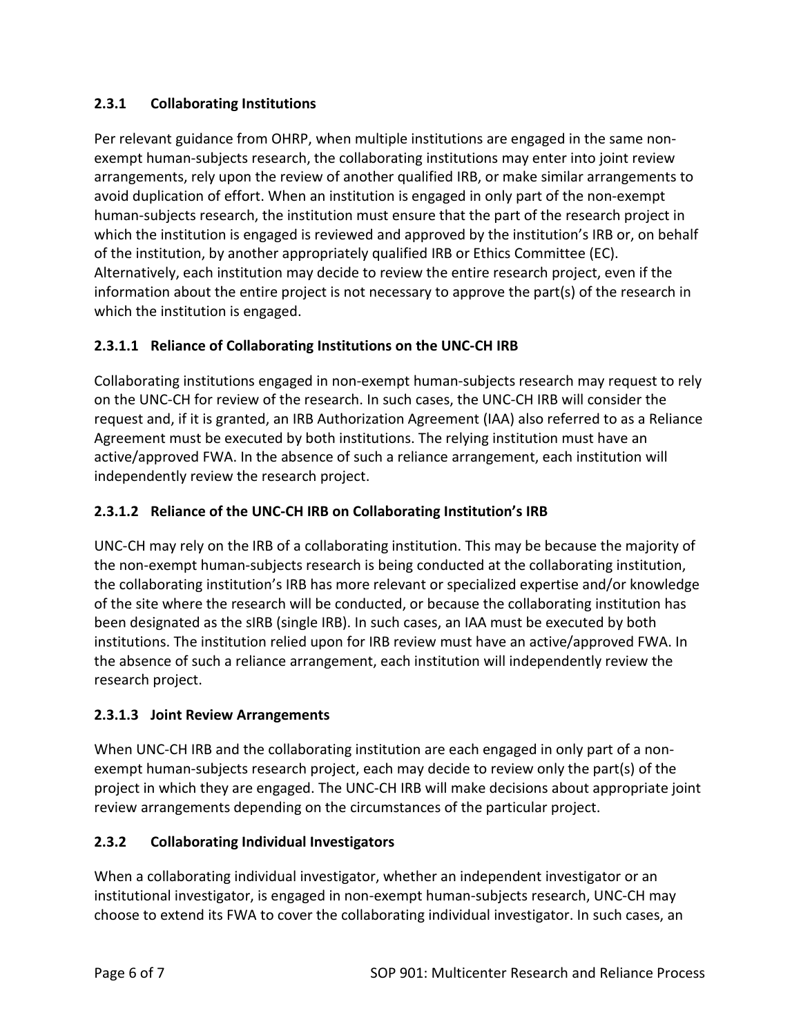### 2.3.1 Collaborating Institutions

Per relevant guidance from OHRP, when multiple institutions are engaged in the same non-exempt human-subjects research, the collaborating institutions may enter into joint review arrangements, rely upon the review of another qualified IRB, or make similar arrangements to avoid duplication of effort. When an institution is engaged in only part of the non-exempt human-subjects research, the institution must ensure that the part of the research project in which the institution is engaged is reviewed and approved by the institution's IRB or, on behalf of the institution, by another appropriately qualified IRB or Ethics Committee (EC). Alternatively, each institution may decide to review the entire research project, even if the information about the entire project is not necessary to approve the part(s) of the research in which the institution is engaged.

#### 2.3.1.1 Reliance of Collaborating Institutions on the UNC-CH IRB

Collaborating institutions engaged in non-exempt human-subjects research may request to rely on the UNC-CH for review of the research. In such cases, the UNC-CH IRB will consider the request and, if it is granted, an IRB Authorization Agreement (IAA) also referred to as a Reliance Agreement must be executed by both institutions. The relying institution must have an active/approved FWA. In the absence of such a reliance arrangement, each institution will independently review the research project.

#### 2.3.1.2 Reliance of the UNC-CH IRB on Collaborating Institution's IRB

UNC-CH may rely on the IRB of a collaborating institution. This may be because the majority of the non-exempt human-subjects research is being conducted at the collaborating institution, the collaborating institution's IRB has more relevant or specialized expertise and/or knowledge of the site where the research will be conducted, or because the collaborating institution has been designated as the sIRB (single IRB). In such cases, an IAA must be executed by both institutions. The institution relied upon for IRB review must have an active/approved FWA. In the absence of such a reliance arrangement, each institution will independently review the research project.

#### 2.3.1.3 Joint Review Arrangements

When UNC-CH IRB and the collaborating institution are each engaged in only part of a non-exempt human-subjects research project, each may decide to review only the part(s) of the project in which they are engaged. The UNC-CH IRB will make decisions about appropriate joint review arrangements depending on the circumstances of the particular project.

### 2.3.2 Collaborating Individual Investigators

When a collaborating individual investigator, whether an independent investigator or an institutional investigator, is engaged in non-exempt human-subjects research, UNC-CH may choose to extend its FWA to cover the collaborating individual investigator. In such cases, an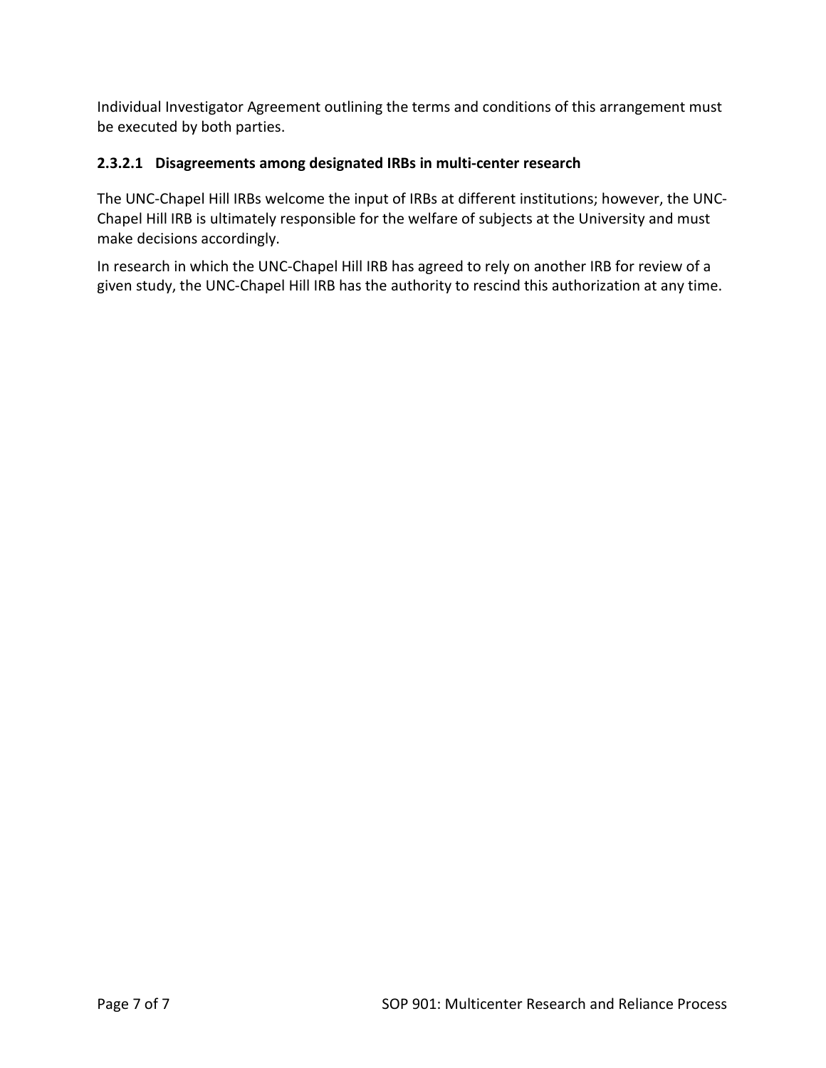Individual Investigator Agreement outlining the terms and conditions of this arrangement must be executed by both parties.

#### 2.3.2.1 Disagreements among designated IRBs in multi-center research

The UNC-Chapel Hill IRBs welcome the input of IRBs at different institutions; however, the UNC-Chapel Hill IRB is ultimately responsible for the welfare of subjects at the University and must make decisions accordingly.

In research in which the UNC-Chapel Hill IRB has agreed to rely on another IRB for review of a given study, the UNC-Chapel Hill IRB has the authority to rescind this authorization at any time.